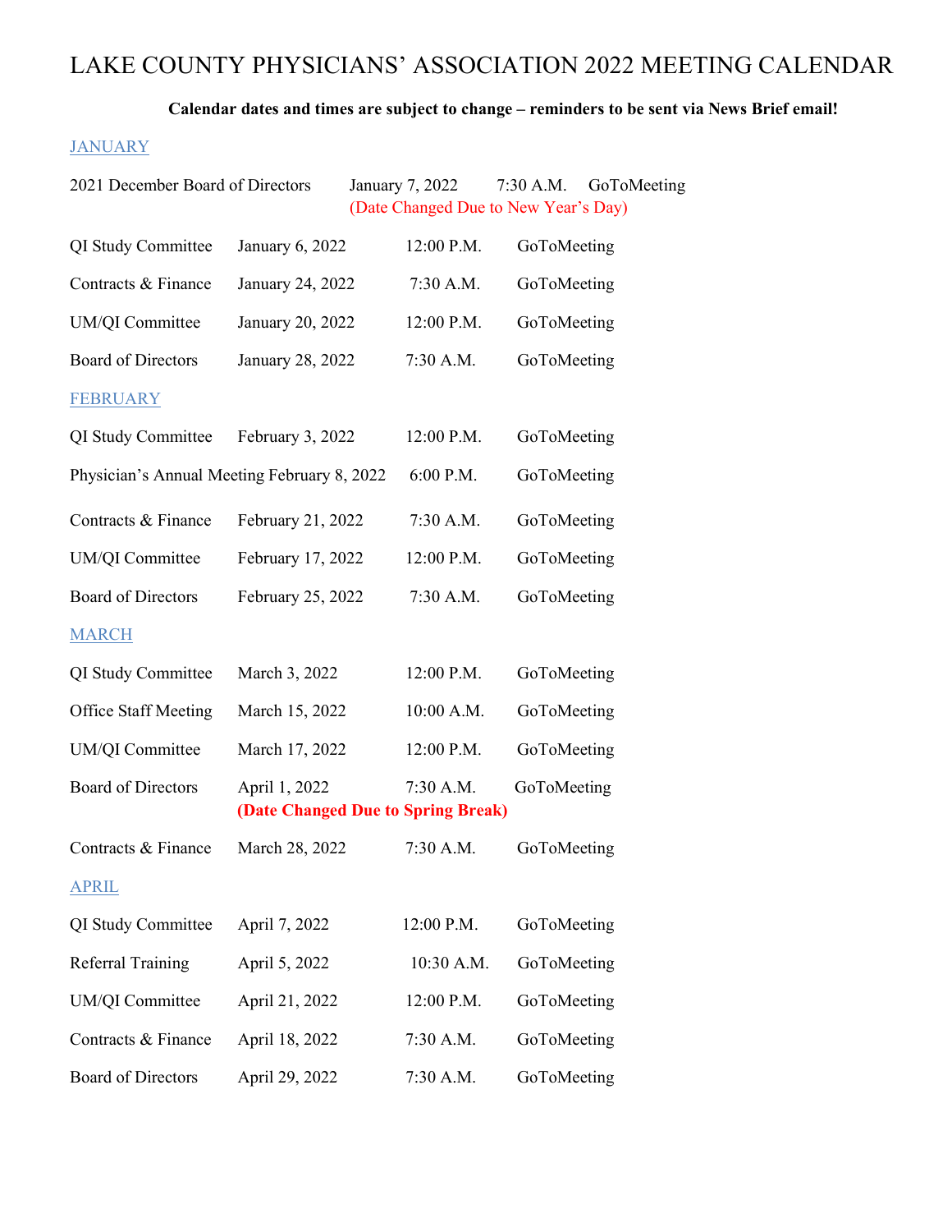# LAKE COUNTY PHYSICIANS' ASSOCIATION 2022 MEETING CALENDAR

**Calendar dates and times are subject to change – reminders to be sent via News Brief email!**

## JANUARY

| | | | |
|---|---|---|---|
| 2021 December Board of Directors | January 7, 2022 (Date Changed Due to New Year's Day) | 7:30 A.M. | GoToMeeting |
| QI Study Committee | January 6, 2022 | 12:00 P.M. | GoToMeeting |
| Contracts & Finance | January 24, 2022 | 7:30 A.M. | GoToMeeting |
| UM/QI Committee | January 20, 2022 | 12:00 P.M. | GoToMeeting |
| Board of Directors | January 28, 2022 | 7:30 A.M. | GoToMeeting |

## FEBRUARY

| | | | |
|---|---|---|---|
| QI Study Committee | February 3, 2022 | 12:00 P.M. | GoToMeeting |
| Physician's Annual Meeting | February 8, 2022 | 6:00 P.M. | GoToMeeting |
| Contracts & Finance | February 21, 2022 | 7:30 A.M. | GoToMeeting |
| UM/QI Committee | February 17, 2022 | 12:00 P.M. | GoToMeeting |
| Board of Directors | February 25, 2022 | 7:30 A.M. | GoToMeeting |

## MARCH

| | | | |
|---|---|---|---|
| QI Study Committee | March 3, 2022 | 12:00 P.M. | GoToMeeting |
| Office Staff Meeting | March 15, 2022 | 10:00 A.M. | GoToMeeting |
| UM/QI Committee | March 17, 2022 | 12:00 P.M. | GoToMeeting |
| Board of Directors | April 1, 2022 **(Date Changed Due to Spring Break)** | 7:30 A.M. | GoToMeeting |
| Contracts & Finance | March 28, 2022 | 7:30 A.M. | GoToMeeting |

## APRIL

| | | | |
|---|---|---|---|
| QI Study Committee | April 7, 2022 | 12:00 P.M. | GoToMeeting |
| Referral Training | April 5, 2022 | 10:30 A.M. | GoToMeeting |
| UM/QI Committee | April 21, 2022 | 12:00 P.M. | GoToMeeting |
| Contracts & Finance | April 18, 2022 | 7:30 A.M. | GoToMeeting |
| Board of Directors | April 29, 2022 | 7:30 A.M. | GoToMeeting |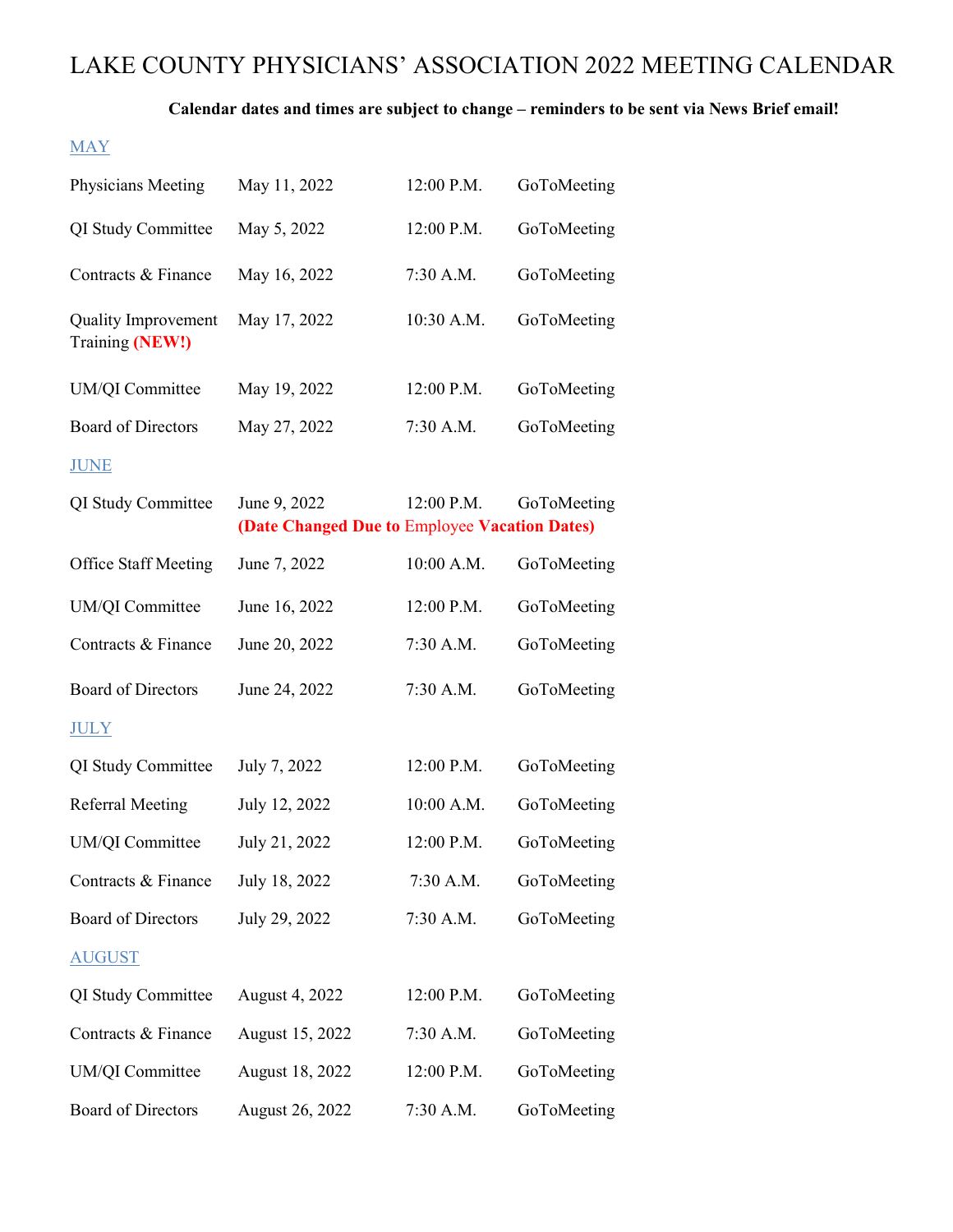# LAKE COUNTY PHYSICIANS' ASSOCIATION 2022 MEETING CALENDAR

**Calendar dates and times are subject to change – reminders to be sent via News Brief email!**

## MAY

| | | | |
|---|---|---|---|
| Physicians Meeting | May 11, 2022 | 12:00 P.M. | GoToMeeting |
| QI Study Committee | May 5, 2022 | 12:00 P.M. | GoToMeeting |
| Contracts & Finance | May 16, 2022 | 7:30 A.M. | GoToMeeting |
| Quality Improvement Training **(NEW!)** | May 17, 2022 | 10:30 A.M. | GoToMeeting |
| UM/QI Committee | May 19, 2022 | 12:00 P.M. | GoToMeeting |
| Board of Directors | May 27, 2022 | 7:30 A.M. | GoToMeeting |

## JUNE

| | | | |
|---|---|---|---|
| QI Study Committee | June 9, 2022 **(Date Changed Due to Employee Vacation Dates)** | 12:00 P.M. | GoToMeeting |
| Office Staff Meeting | June 7, 2022 | 10:00 A.M. | GoToMeeting |
| UM/QI Committee | June 16, 2022 | 12:00 P.M. | GoToMeeting |
| Contracts & Finance | June 20, 2022 | 7:30 A.M. | GoToMeeting |
| Board of Directors | June 24, 2022 | 7:30 A.M. | GoToMeeting |

## JULY

| | | | |
|---|---|---|---|
| QI Study Committee | July 7, 2022 | 12:00 P.M. | GoToMeeting |
| Referral Meeting | July 12, 2022 | 10:00 A.M. | GoToMeeting |
| UM/QI Committee | July 21, 2022 | 12:00 P.M. | GoToMeeting |
| Contracts & Finance | July 18, 2022 | 7:30 A.M. | GoToMeeting |
| Board of Directors | July 29, 2022 | 7:30 A.M. | GoToMeeting |

## AUGUST

| | | | |
|---|---|---|---|
| QI Study Committee | August 4, 2022 | 12:00 P.M. | GoToMeeting |
| Contracts & Finance | August 15, 2022 | 7:30 A.M. | GoToMeeting |
| UM/QI Committee | August 18, 2022 | 12:00 P.M. | GoToMeeting |
| Board of Directors | August 26, 2022 | 7:30 A.M. | GoToMeeting |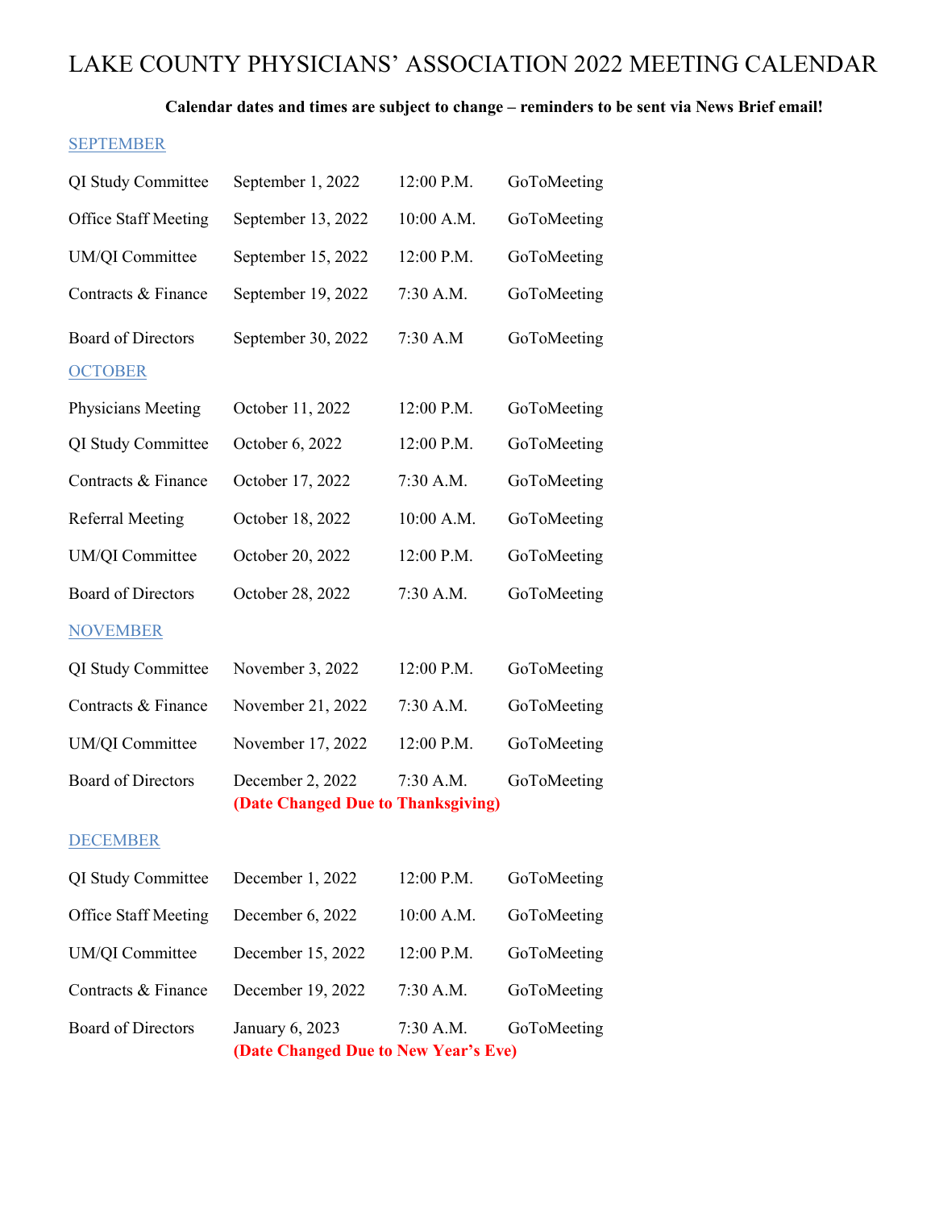# LAKE COUNTY PHYSICIANS' ASSOCIATION 2022 MEETING CALENDAR

**Calendar dates and times are subject to change – reminders to be sent via News Brief email!**

## SEPTEMBER

| | | | |
|---|---|---|---|
| QI Study Committee | September 1, 2022 | 12:00 P.M. | GoToMeeting |
| Office Staff Meeting | September 13, 2022 | 10:00 A.M. | GoToMeeting |
| UM/QI Committee | September 15, 2022 | 12:00 P.M. | GoToMeeting |
| Contracts & Finance | September 19, 2022 | 7:30 A.M. | GoToMeeting |
| Board of Directors | September 30, 2022 | 7:30 A.M | GoToMeeting |

## OCTOBER

| | | | |
|---|---|---|---|
| Physicians Meeting | October 11, 2022 | 12:00 P.M. | GoToMeeting |
| QI Study Committee | October 6, 2022 | 12:00 P.M. | GoToMeeting |
| Contracts & Finance | October 17, 2022 | 7:30 A.M. | GoToMeeting |
| Referral Meeting | October 18, 2022 | 10:00 A.M. | GoToMeeting |
| UM/QI Committee | October 20, 2022 | 12:00 P.M. | GoToMeeting |
| Board of Directors | October 28, 2022 | 7:30 A.M. | GoToMeeting |

## NOVEMBER

| | | | |
|---|---|---|---|
| QI Study Committee | November 3, 2022 | 12:00 P.M. | GoToMeeting |
| Contracts & Finance | November 21, 2022 | 7:30 A.M. | GoToMeeting |
| UM/QI Committee | November 17, 2022 | 12:00 P.M. | GoToMeeting |
| Board of Directors | December 2, 2022 **(Date Changed Due to Thanksgiving)** | 7:30 A.M. | GoToMeeting |

## DECEMBER

| | | | |
|---|---|---|---|
| QI Study Committee | December 1, 2022 | 12:00 P.M. | GoToMeeting |
| Office Staff Meeting | December 6, 2022 | 10:00 A.M. | GoToMeeting |
| UM/QI Committee | December 15, 2022 | 12:00 P.M. | GoToMeeting |
| Contracts & Finance | December 19, 2022 | 7:30 A.M. | GoToMeeting |
| Board of Directors | January 6, 2023 **(Date Changed Due to New Year's Eve)** | 7:30 A.M. | GoToMeeting |